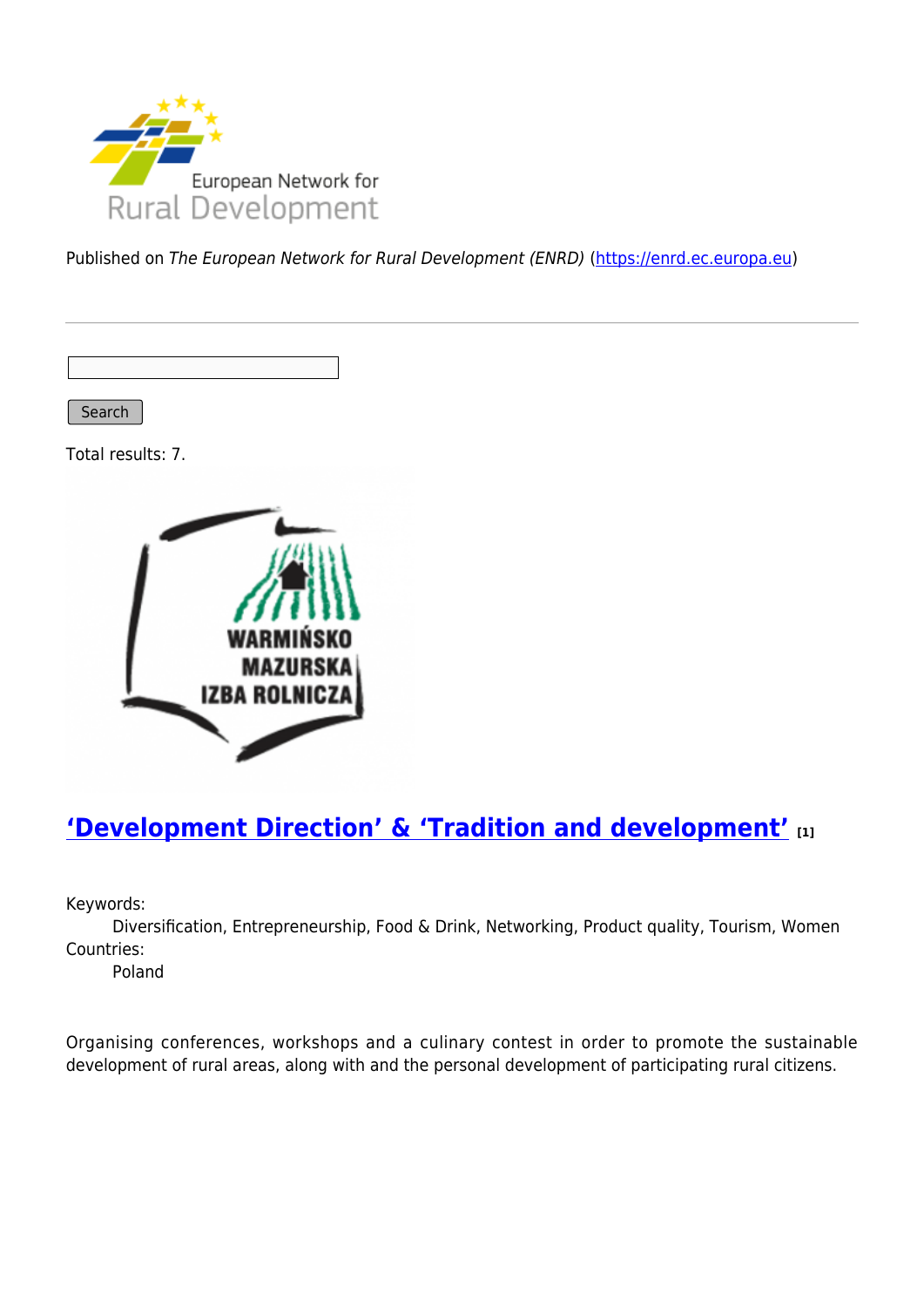Published on *The European Network for Rural Development (ENRD)* (https://enrd.ec.europa.eu)

Search

Total results: 7.

## ‘Development Direction’ & ‘Tradition and development’ [1]

Keywords:
: Diversification, Entrepreneurship, Food & Drink, Networking, Product quality, Tourism, Women

Countries:
: Poland

Organising conferences, workshops and a culinary contest in order to promote the sustainable development of rural areas, along with and the personal development of participating rural citizens.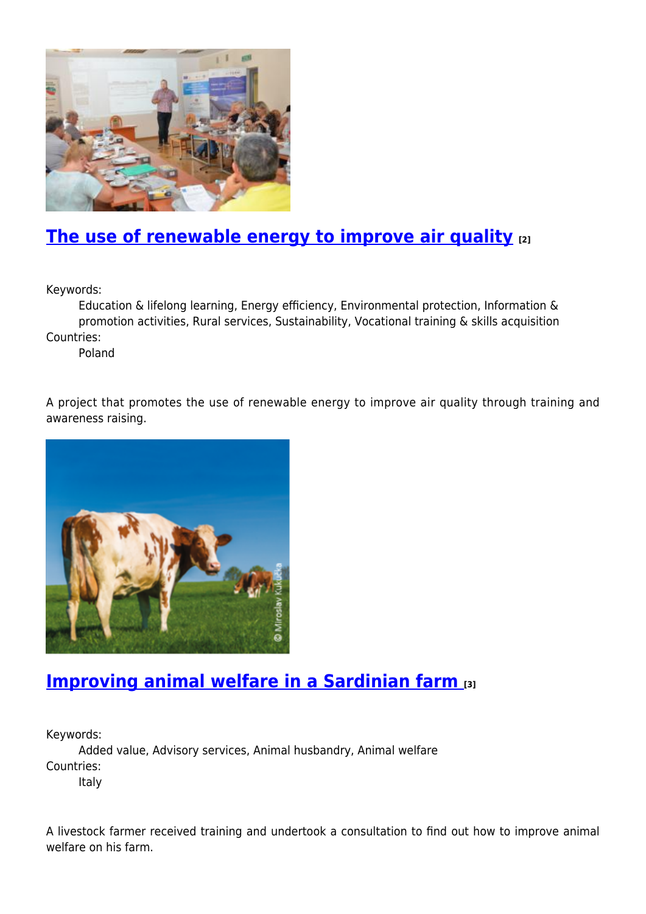## The use of renewable energy to improve air quality [2]

Keywords:
Education & lifelong learning, Energy efficiency, Environmental protection, Information & promotion activities, Rural services, Sustainability, Vocational training & skills acquisition

Countries:
Poland

A project that promotes the use of renewable energy to improve air quality through training and awareness raising.

## Improving animal welfare in a Sardinian farm [3]

Keywords:
Added value, Advisory services, Animal husbandry, Animal welfare

Countries:
Italy

A livestock farmer received training and undertook a consultation to find out how to improve animal welfare on his farm.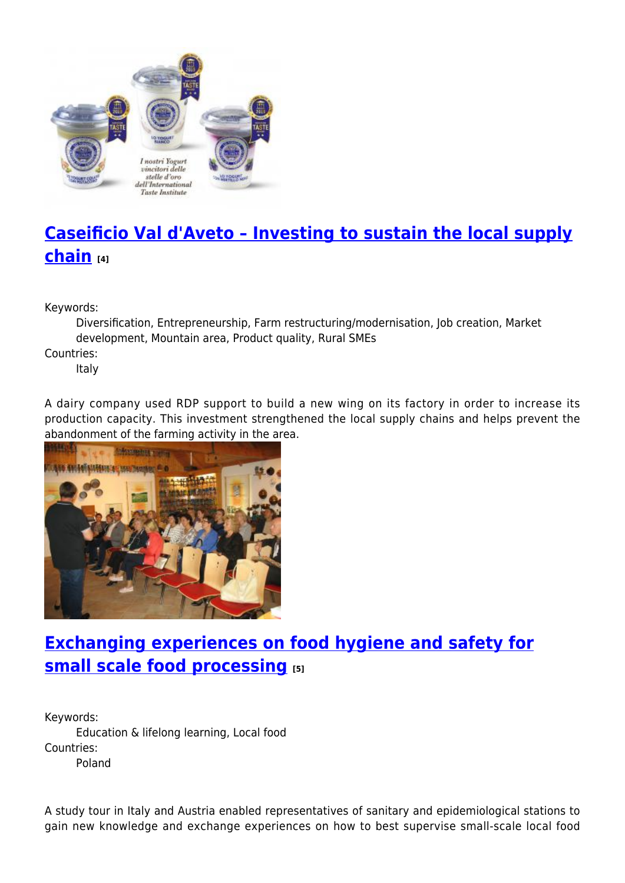## [Caseificio Val d'Aveto – Investing to sustain the local supply chain](#) [4]

Keywords:
: Diversification, Entrepreneurship, Farm restructuring/modernisation, Job creation, Market development, Mountain area, Product quality, Rural SMEs

Countries:
: Italy

A dairy company used RDP support to build a new wing on its factory in order to increase its production capacity. This investment strengthened the local supply chains and helps prevent the abandonment of the farming activity in the area.

## [Exchanging experiences on food hygiene and safety for small scale food processing](#) [5]

Keywords:
: Education & lifelong learning, Local food

Countries:
: Poland

A study tour in Italy and Austria enabled representatives of sanitary and epidemiological stations to gain new knowledge and exchange experiences on how to best supervise small-scale local food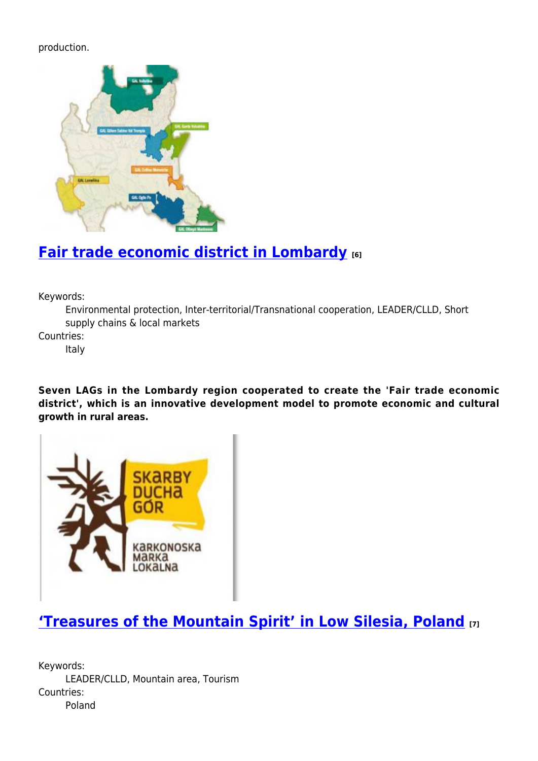production.

## [Fair trade economic district in Lombardy](#) [6]

Keywords:
: Environmental protection, Inter-territorial/Transnational cooperation, LEADER/CLLD, Short supply chains & local markets

Countries:
: Italy

**Seven LAGs in the Lombardy region cooperated to create the 'Fair trade economic district', which is an innovative development model to promote economic and cultural growth in rural areas.**

## [‘Treasures of the Mountain Spirit’ in Low Silesia, Poland](#) [7]

Keywords:
: LEADER/CLLD, Mountain area, Tourism

Countries:
: Poland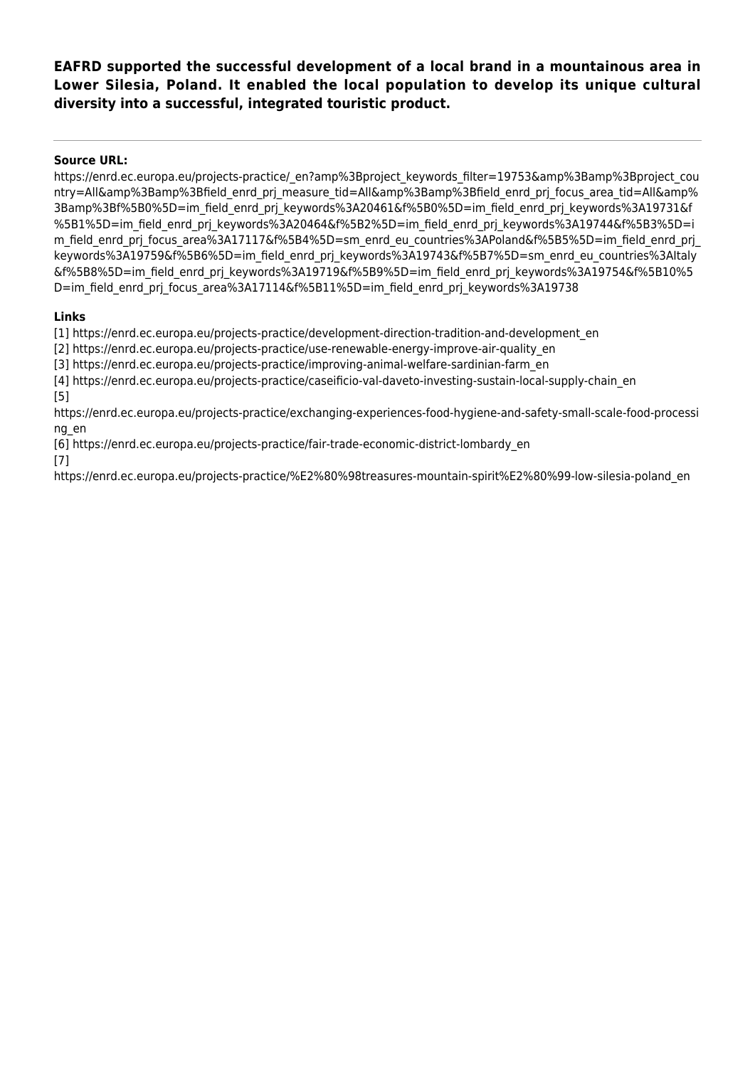**EAFRD supported the successful development of a local brand in a mountainous area in Lower Silesia, Poland. It enabled the local population to develop its unique cultural diversity into a successful, integrated touristic product.**

---

**Source URL:**
https://enrd.ec.europa.eu/projects-practice/_en?amp%3Bproject_keywords_filter=19753&amp%3Bamp%3Bproject_country=All&amp%3Bamp%3Bfield_enrd_prj_measure_tid=All&amp%3Bamp%3Bfield_enrd_prj_focus_area_tid=All&amp%3Bamp%3Bf%5B0%5D=im_field_enrd_prj_keywords%3A20461&f%5B0%5D=im_field_enrd_prj_keywords%3A19731&f%5B1%5D=im_field_enrd_prj_keywords%3A20464&f%5B2%5D=im_field_enrd_prj_keywords%3A19744&f%5B3%5D=im_field_enrd_prj_focus_area%3A17117&f%5B4%5D=sm_enrd_eu_countries%3APoland&f%5B5%5D=im_field_enrd_prj_keywords%3A19759&f%5B6%5D=im_field_enrd_prj_keywords%3A19743&f%5B7%5D=sm_enrd_eu_countries%3AItaly&f%5B8%5D=im_field_enrd_prj_keywords%3A19719&f%5B9%5D=im_field_enrd_prj_keywords%3A19754&f%5B10%5D=im_field_enrd_prj_focus_area%3A17114&f%5B11%5D=im_field_enrd_prj_keywords%3A19738

**Links**

[1] https://enrd.ec.europa.eu/projects-practice/development-direction-tradition-and-development_en
[2] https://enrd.ec.europa.eu/projects-practice/use-renewable-energy-improve-air-quality_en
[3] https://enrd.ec.europa.eu/projects-practice/improving-animal-welfare-sardinian-farm_en
[4] https://enrd.ec.europa.eu/projects-practice/caseificio-val-daveto-investing-sustain-local-supply-chain_en
[5] https://enrd.ec.europa.eu/projects-practice/exchanging-experiences-food-hygiene-and-safety-small-scale-food-processing_en
[6] https://enrd.ec.europa.eu/projects-practice/fair-trade-economic-district-lombardy_en
[7] https://enrd.ec.europa.eu/projects-practice/%E2%80%98treasures-mountain-spirit%E2%80%99-low-silesia-poland_en